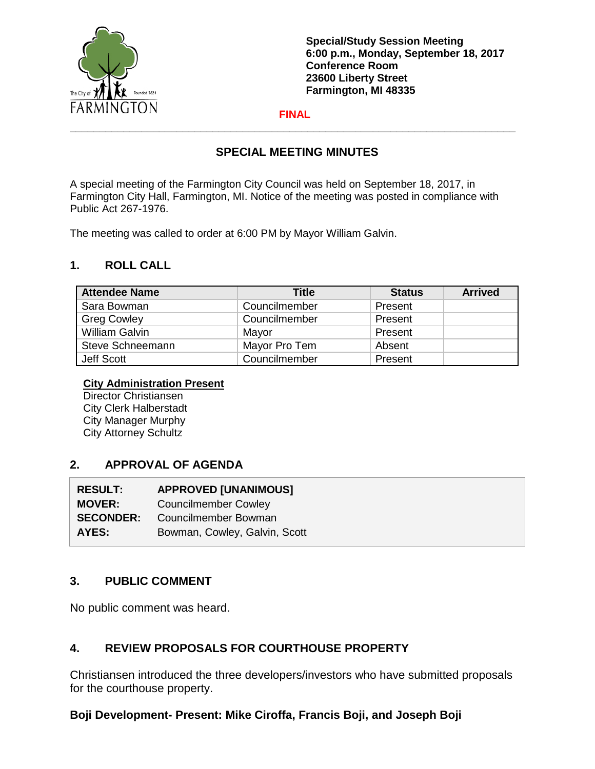**Special/Study Session Meeting**
**6:00 p.m., Monday, September 18, 2017**
**Conference Room**
**23600 Liberty Street**
**Farmington, MI 48335**

**FINAL**

---

## SPECIAL MEETING MINUTES

A special meeting of the Farmington City Council was held on September 18, 2017, in Farmington City Hall, Farmington, MI. Notice of the meeting was posted in compliance with Public Act 267-1976.

The meeting was called to order at 6:00 PM by Mayor William Galvin.

## 1. ROLL CALL

| Attendee Name | Title | Status | Arrived |
|---|---|---|---|
| Sara Bowman | Councilmember | Present | |
| Greg Cowley | Councilmember | Present | |
| William Galvin | Mayor | Present | |
| Steve Schneemann | Mayor Pro Tem | Absent | |
| Jeff Scott | Councilmember | Present | |

**City Administration Present**
Director Christiansen
City Clerk Halberstadt
City Manager Murphy
City Attorney Schultz

## 2. APPROVAL OF AGENDA

| | |
|---|---|
| **RESULT:** | **APPROVED [UNANIMOUS]** |
| **MOVER:** | Councilmember Cowley |
| **SECONDER:** | Councilmember Bowman |
| **AYES:** | Bowman, Cowley, Galvin, Scott |

## 3. PUBLIC COMMENT

No public comment was heard.

## 4. REVIEW PROPOSALS FOR COURTHOUSE PROPERTY

Christiansen introduced the three developers/investors who have submitted proposals for the courthouse property.

**Boji Development- Present: Mike Ciroffa, Francis Boji, and Joseph Boji**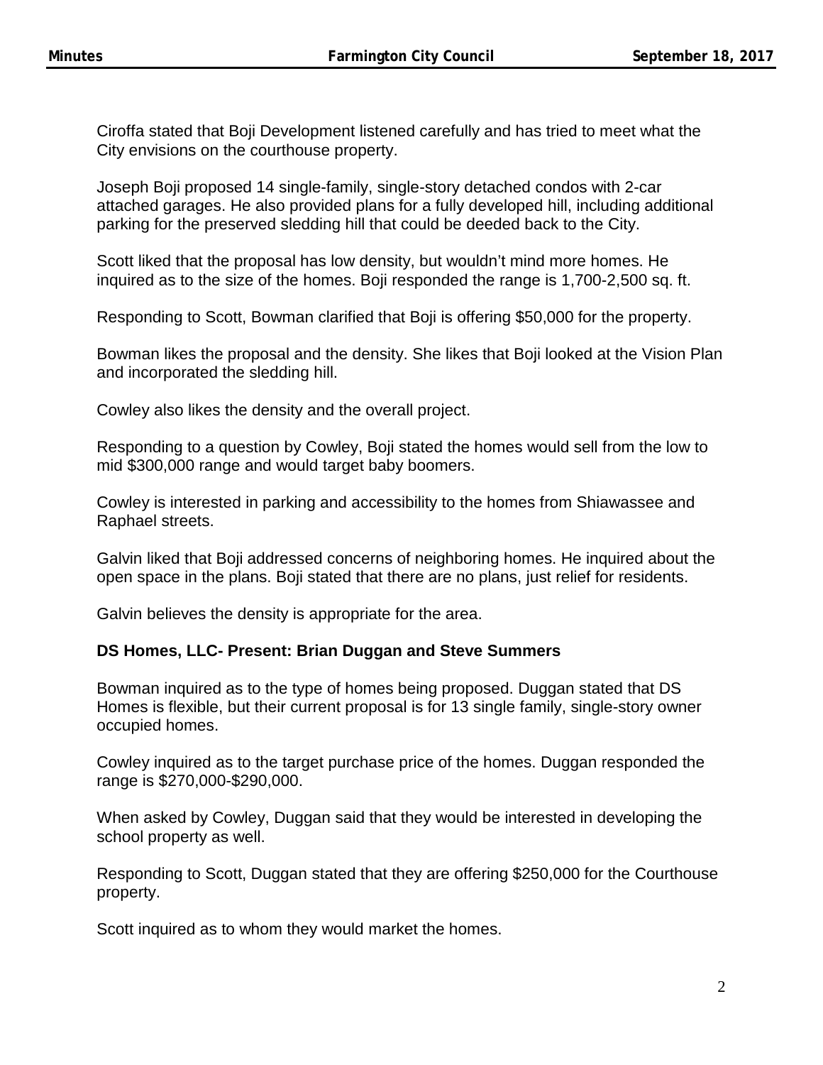Ciroffa stated that Boji Development listened carefully and has tried to meet what the City envisions on the courthouse property.

Joseph Boji proposed 14 single-family, single-story detached condos with 2-car attached garages. He also provided plans for a fully developed hill, including additional parking for the preserved sledding hill that could be deeded back to the City.

Scott liked that the proposal has low density, but wouldn't mind more homes. He inquired as to the size of the homes. Boji responded the range is 1,700-2,500 sq. ft.

Responding to Scott, Bowman clarified that Boji is offering $50,000 for the property.

Bowman likes the proposal and the density. She likes that Boji looked at the Vision Plan and incorporated the sledding hill.

Cowley also likes the density and the overall project.

Responding to a question by Cowley, Boji stated the homes would sell from the low to mid $300,000 range and would target baby boomers.

Cowley is interested in parking and accessibility to the homes from Shiawassee and Raphael streets.

Galvin liked that Boji addressed concerns of neighboring homes. He inquired about the open space in the plans. Boji stated that there are no plans, just relief for residents.

Galvin believes the density is appropriate for the area.

**DS Homes, LLC- Present: Brian Duggan and Steve Summers**

Bowman inquired as to the type of homes being proposed. Duggan stated that DS Homes is flexible, but their current proposal is for 13 single family, single-story owner occupied homes.

Cowley inquired as to the target purchase price of the homes. Duggan responded the range is $270,000-$290,000.

When asked by Cowley, Duggan said that they would be interested in developing the school property as well.

Responding to Scott, Duggan stated that they are offering $250,000 for the Courthouse property.

Scott inquired as to whom they would market the homes.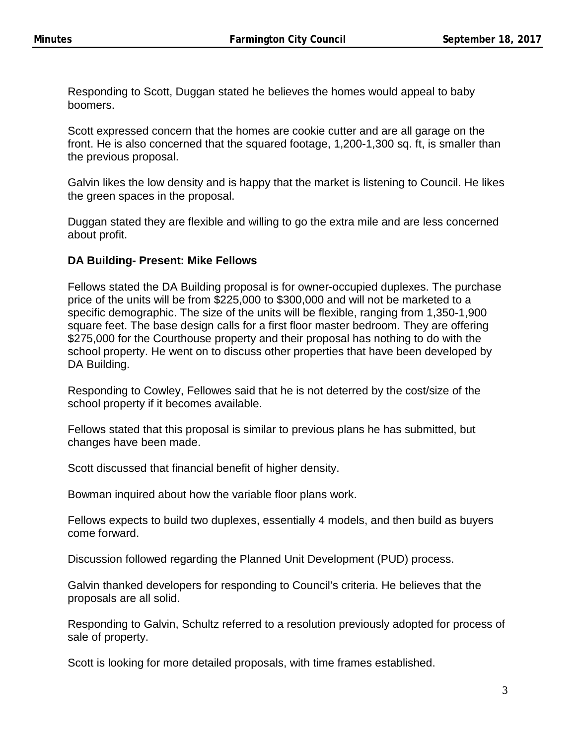Responding to Scott, Duggan stated he believes the homes would appeal to baby boomers.

Scott expressed concern that the homes are cookie cutter and are all garage on the front. He is also concerned that the squared footage, 1,200-1,300 sq. ft, is smaller than the previous proposal.

Galvin likes the low density and is happy that the market is listening to Council. He likes the green spaces in the proposal.

Duggan stated they are flexible and willing to go the extra mile and are less concerned about profit.

**DA Building- Present: Mike Fellows**

Fellows stated the DA Building proposal is for owner-occupied duplexes. The purchase price of the units will be from $225,000 to $300,000 and will not be marketed to a specific demographic. The size of the units will be flexible, ranging from 1,350-1,900 square feet. The base design calls for a first floor master bedroom. They are offering $275,000 for the Courthouse property and their proposal has nothing to do with the school property. He went on to discuss other properties that have been developed by DA Building.

Responding to Cowley, Fellowes said that he is not deterred by the cost/size of the school property if it becomes available.

Fellows stated that this proposal is similar to previous plans he has submitted, but changes have been made.

Scott discussed that financial benefit of higher density.

Bowman inquired about how the variable floor plans work.

Fellows expects to build two duplexes, essentially 4 models, and then build as buyers come forward.

Discussion followed regarding the Planned Unit Development (PUD) process.

Galvin thanked developers for responding to Council's criteria. He believes that the proposals are all solid.

Responding to Galvin, Schultz referred to a resolution previously adopted for process of sale of property.

Scott is looking for more detailed proposals, with time frames established.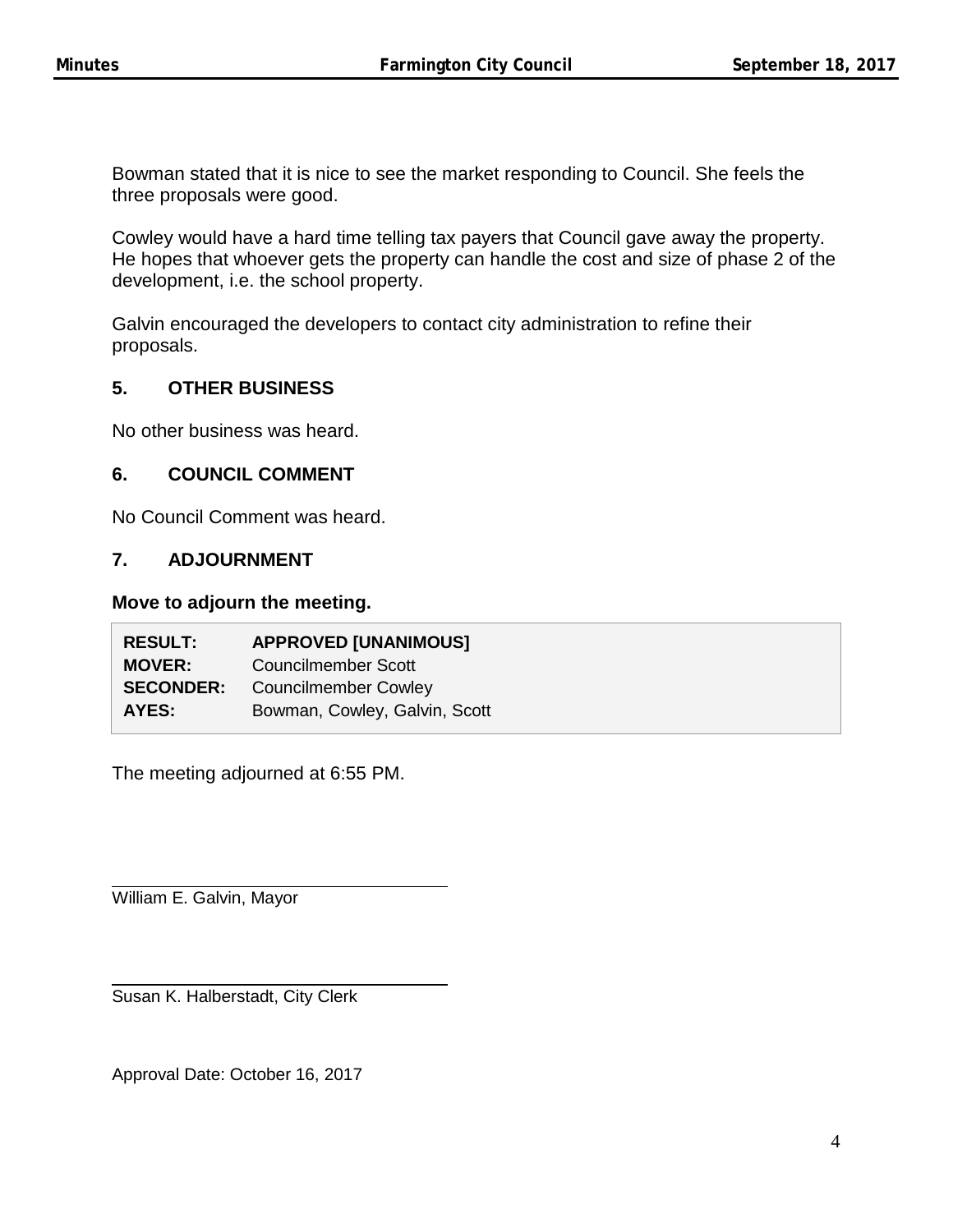Bowman stated that it is nice to see the market responding to Council. She feels the three proposals were good.

Cowley would have a hard time telling tax payers that Council gave away the property. He hopes that whoever gets the property can handle the cost and size of phase 2 of the development, i.e. the school property.

Galvin encouraged the developers to contact city administration to refine their proposals.

## 5. OTHER BUSINESS

No other business was heard.

## 6. COUNCIL COMMENT

No Council Comment was heard.

## 7. ADJOURNMENT

**Move to adjourn the meeting.**

| | |
|---|---|
| **RESULT:** | **APPROVED [UNANIMOUS]** |
| **MOVER:** | Councilmember Scott |
| **SECONDER:** | Councilmember Cowley |
| **AYES:** | Bowman, Cowley, Galvin, Scott |

The meeting adjourned at 6:55 PM.

William E. Galvin, Mayor

Susan K. Halberstadt, City Clerk

Approval Date: October 16, 2017